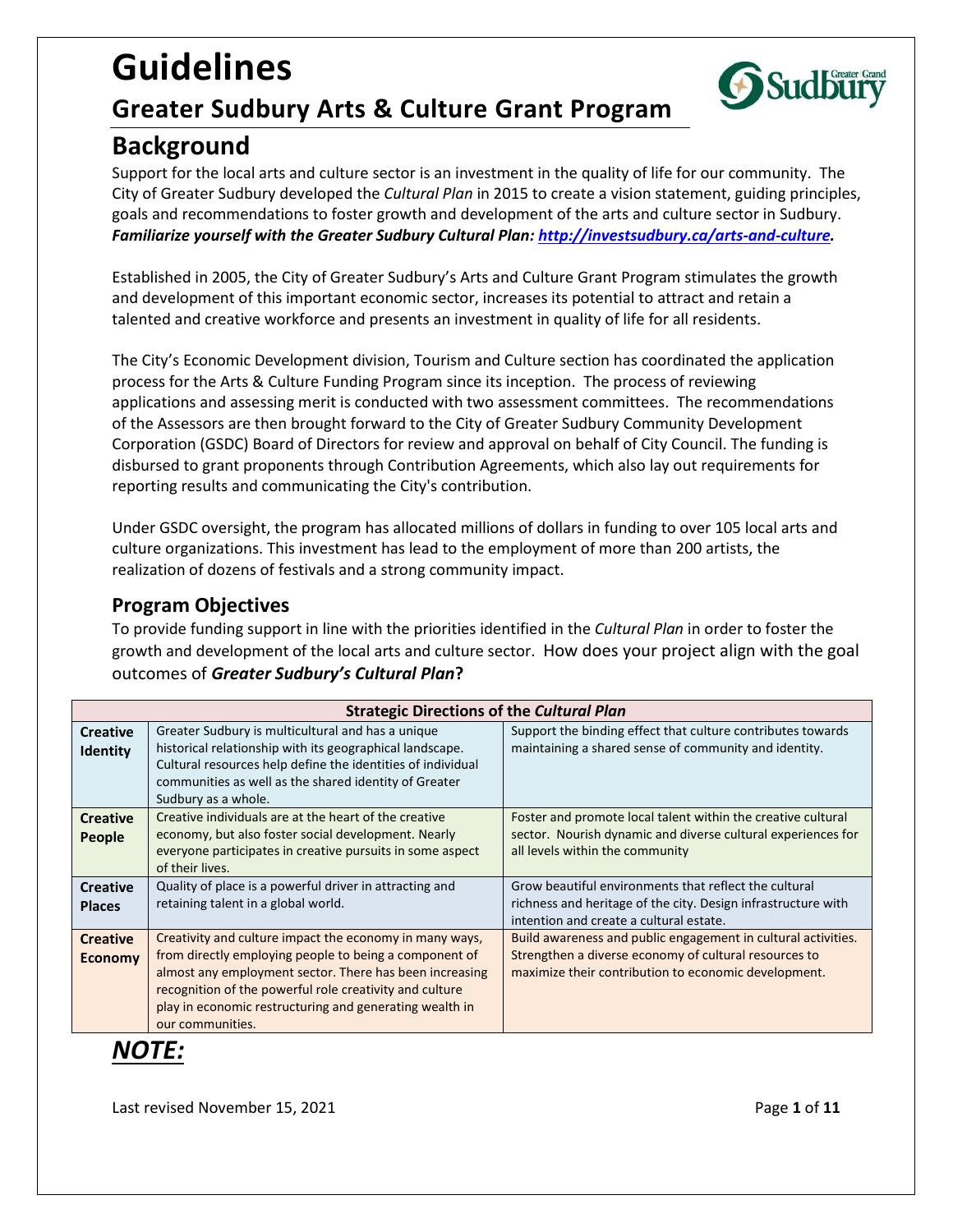# Guidelines

## Greater Sudbury Arts & Culture Grant Program

## Background

Support for the local arts and culture sector is an investment in the quality of life for our community. The City of Greater Sudbury developed the *Cultural Plan* in 2015 to create a vision statement, guiding principles, goals and recommendations to foster growth and development of the arts and culture sector in Sudbury. ***Familiarize yourself with the Greater Sudbury Cultural Plan: http://investsudbury.ca/arts-and-culture.***

Established in 2005, the City of Greater Sudbury's Arts and Culture Grant Program stimulates the growth and development of this important economic sector, increases its potential to attract and retain a talented and creative workforce and presents an investment in quality of life for all residents.

The City's Economic Development division, Tourism and Culture section has coordinated the application process for the Arts & Culture Funding Program since its inception. The process of reviewing applications and assessing merit is conducted with two assessment committees. The recommendations of the Assessors are then brought forward to the City of Greater Sudbury Community Development Corporation (GSDC) Board of Directors for review and approval on behalf of City Council. The funding is disbursed to grant proponents through Contribution Agreements, which also lay out requirements for reporting results and communicating the City's contribution.

Under GSDC oversight, the program has allocated millions of dollars in funding to over 105 local arts and culture organizations. This investment has lead to the employment of more than 200 artists, the realization of dozens of festivals and a strong community impact.

### Program Objectives

To provide funding support in line with the priorities identified in the *Cultural Plan* in order to foster the growth and development of the local arts and culture sector. How does your project align with the goal outcomes of ***Greater Sudbury's Cultural Plan*****?**

| **Strategic Directions of the *Cultural Plan*** | | |
|---|---|---|
| **Creative Identity** | Greater Sudbury is multicultural and has a unique historical relationship with its geographical landscape. Cultural resources help define the identities of individual communities as well as the shared identity of Greater Sudbury as a whole. | Support the binding effect that culture contributes towards maintaining a shared sense of community and identity. |
| **Creative People** | Creative individuals are at the heart of the creative economy, but also foster social development. Nearly everyone participates in creative pursuits in some aspect of their lives. | Foster and promote local talent within the creative cultural sector. Nourish dynamic and diverse cultural experiences for all levels within the community |
| **Creative Places** | Quality of place is a powerful driver in attracting and retaining talent in a global world. | Grow beautiful environments that reflect the cultural richness and heritage of the city. Design infrastructure with intention and create a cultural estate. |
| **Creative Economy** | Creativity and culture impact the economy in many ways, from directly employing people to being a component of almost any employment sector. There has been increasing recognition of the powerful role creativity and culture play in economic restructuring and generating wealth in our communities. | Build awareness and public engagement in cultural activities. Strengthen a diverse economy of cultural resources to maximize their contribution to economic development. |

## ***NOTE:***

Last revised November 15, 2021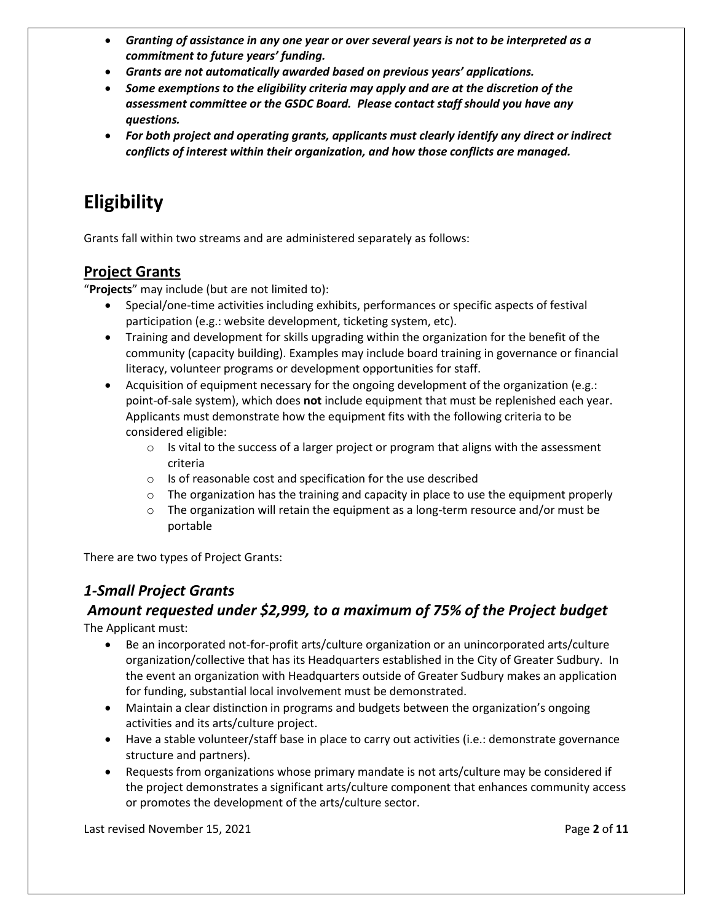- ***Granting of assistance in any one year or over several years is not to be interpreted as a commitment to future years' funding.***
- ***Grants are not automatically awarded based on previous years' applications.***
- ***Some exemptions to the eligibility criteria may apply and are at the discretion of the assessment committee or the GSDC Board. Please contact staff should you have any questions.***
- ***For both project and operating grants, applicants must clearly identify any direct or indirect conflicts of interest within their organization, and how those conflicts are managed.***

# Eligibility

Grants fall within two streams and are administered separately as follows:

## Project Grants

"**Projects**" may include (but are not limited to):

- Special/one-time activities including exhibits, performances or specific aspects of festival participation (e.g.: website development, ticketing system, etc).
- Training and development for skills upgrading within the organization for the benefit of the community (capacity building). Examples may include board training in governance or financial literacy, volunteer programs or development opportunities for staff.
- Acquisition of equipment necessary for the ongoing development of the organization (e.g.: point-of-sale system), which does **not** include equipment that must be replenished each year. Applicants must demonstrate how the equipment fits with the following criteria to be considered eligible:
  - Is vital to the success of a larger project or program that aligns with the assessment criteria
  - Is of reasonable cost and specification for the use described
  - The organization has the training and capacity in place to use the equipment properly
  - The organization will retain the equipment as a long-term resource and/or must be portable

There are two types of Project Grants:

### *1-Small Project Grants*

### *Amount requested under $2,999, to a maximum of 75% of the Project budget*

The Applicant must:

- Be an incorporated not-for-profit arts/culture organization or an unincorporated arts/culture organization/collective that has its Headquarters established in the City of Greater Sudbury. In the event an organization with Headquarters outside of Greater Sudbury makes an application for funding, substantial local involvement must be demonstrated.
- Maintain a clear distinction in programs and budgets between the organization's ongoing activities and its arts/culture project.
- Have a stable volunteer/staff base in place to carry out activities (i.e.: demonstrate governance structure and partners).
- Requests from organizations whose primary mandate is not arts/culture may be considered if the project demonstrates a significant arts/culture component that enhances community access or promotes the development of the arts/culture sector.

Last revised November 15, 2021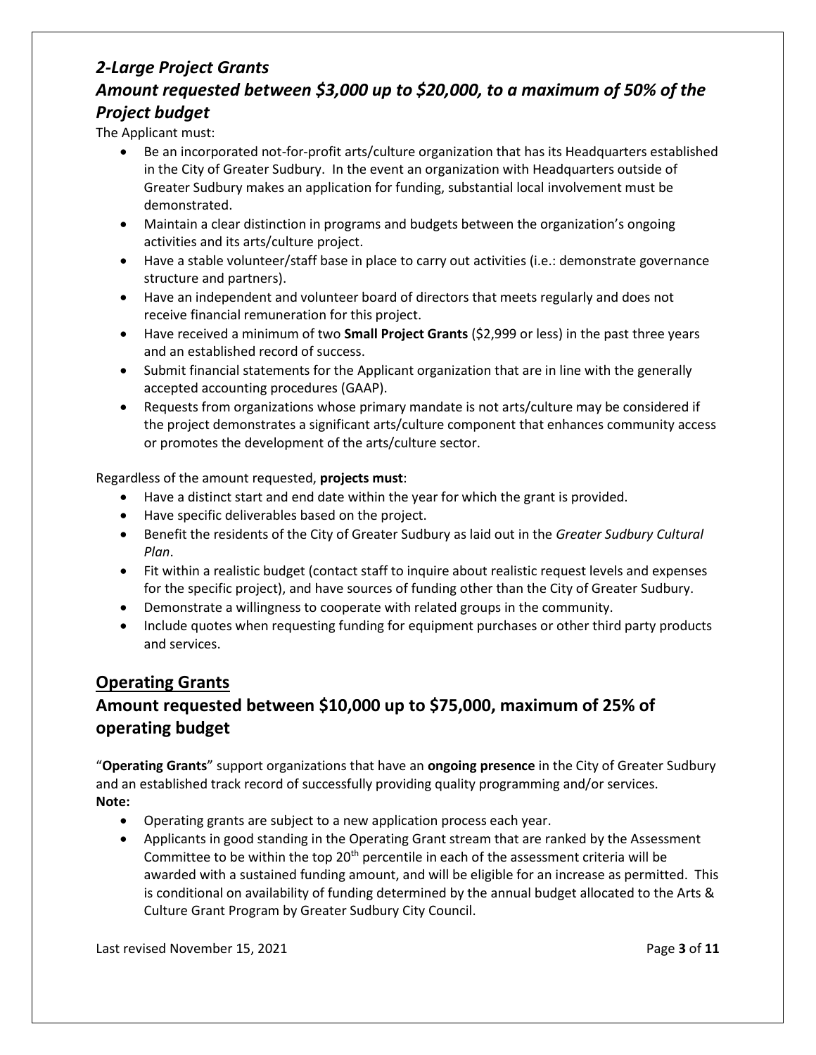## *2-Large Project Grants*

## *Amount requested between $3,000 up to $20,000, to a maximum of 50% of the Project budget*

The Applicant must:

- Be an incorporated not-for-profit arts/culture organization that has its Headquarters established in the City of Greater Sudbury. In the event an organization with Headquarters outside of Greater Sudbury makes an application for funding, substantial local involvement must be demonstrated.
- Maintain a clear distinction in programs and budgets between the organization's ongoing activities and its arts/culture project.
- Have a stable volunteer/staff base in place to carry out activities (i.e.: demonstrate governance structure and partners).
- Have an independent and volunteer board of directors that meets regularly and does not receive financial remuneration for this project.
- Have received a minimum of two **Small Project Grants** ($2,999 or less) in the past three years and an established record of success.
- Submit financial statements for the Applicant organization that are in line with the generally accepted accounting procedures (GAAP).
- Requests from organizations whose primary mandate is not arts/culture may be considered if the project demonstrates a significant arts/culture component that enhances community access or promotes the development of the arts/culture sector.

Regardless of the amount requested, **projects must**:

- Have a distinct start and end date within the year for which the grant is provided.
- Have specific deliverables based on the project.
- Benefit the residents of the City of Greater Sudbury as laid out in the *Greater Sudbury Cultural Plan*.
- Fit within a realistic budget (contact staff to inquire about realistic request levels and expenses for the specific project), and have sources of funding other than the City of Greater Sudbury.
- Demonstrate a willingness to cooperate with related groups in the community.
- Include quotes when requesting funding for equipment purchases or other third party products and services.

## Operating Grants

## Amount requested between $10,000 up to $75,000, maximum of 25% of operating budget

"**Operating Grants**" support organizations that have an **ongoing presence** in the City of Greater Sudbury and an established track record of successfully providing quality programming and/or services.

**Note:**

- Operating grants are subject to a new application process each year.
- Applicants in good standing in the Operating Grant stream that are ranked by the Assessment Committee to be within the top 20th percentile in each of the assessment criteria will be awarded with a sustained funding amount, and will be eligible for an increase as permitted. This is conditional on availability of funding determined by the annual budget allocated to the Arts & Culture Grant Program by Greater Sudbury City Council.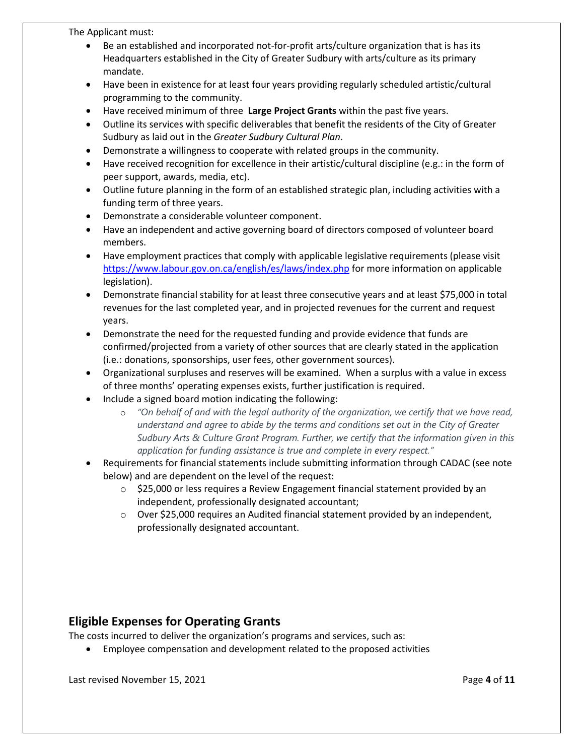The Applicant must:

- Be an established and incorporated not-for-profit arts/culture organization that is has its Headquarters established in the City of Greater Sudbury with arts/culture as its primary mandate.
- Have been in existence for at least four years providing regularly scheduled artistic/cultural programming to the community.
- Have received minimum of three **Large Project Grants** within the past five years.
- Outline its services with specific deliverables that benefit the residents of the City of Greater Sudbury as laid out in the *Greater Sudbury Cultural Plan*.
- Demonstrate a willingness to cooperate with related groups in the community.
- Have received recognition for excellence in their artistic/cultural discipline (e.g.: in the form of peer support, awards, media, etc).
- Outline future planning in the form of an established strategic plan, including activities with a funding term of three years.
- Demonstrate a considerable volunteer component.
- Have an independent and active governing board of directors composed of volunteer board members.
- Have employment practices that comply with applicable legislative requirements (please visit https://www.labour.gov.on.ca/english/es/laws/index.php for more information on applicable legislation).
- Demonstrate financial stability for at least three consecutive years and at least $75,000 in total revenues for the last completed year, and in projected revenues for the current and request years.
- Demonstrate the need for the requested funding and provide evidence that funds are confirmed/projected from a variety of other sources that are clearly stated in the application (i.e.: donations, sponsorships, user fees, other government sources).
- Organizational surpluses and reserves will be examined. When a surplus with a value in excess of three months' operating expenses exists, further justification is required.
- Include a signed board motion indicating the following:
  - *"On behalf of and with the legal authority of the organization, we certify that we have read, understand and agree to abide by the terms and conditions set out in the City of Greater Sudbury Arts & Culture Grant Program. Further, we certify that the information given in this application for funding assistance is true and complete in every respect."*
- Requirements for financial statements include submitting information through CADAC (see note below) and are dependent on the level of the request:
  - $25,000 or less requires a Review Engagement financial statement provided by an independent, professionally designated accountant;
  - Over $25,000 requires an Audited financial statement provided by an independent, professionally designated accountant.

## Eligible Expenses for Operating Grants

The costs incurred to deliver the organization's programs and services, such as:

- Employee compensation and development related to the proposed activities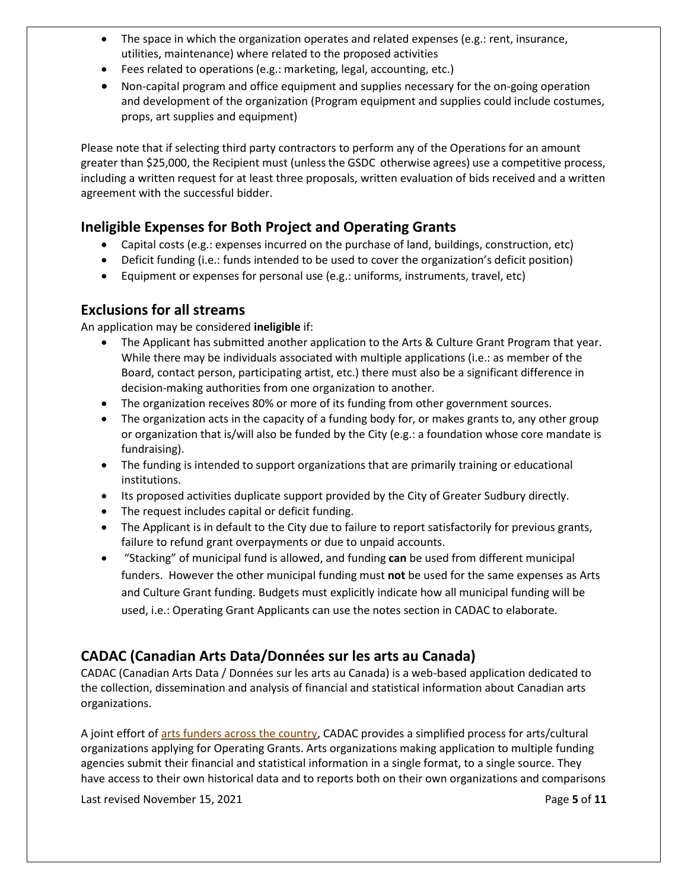- The space in which the organization operates and related expenses (e.g.: rent, insurance, utilities, maintenance) where related to the proposed activities
- Fees related to operations (e.g.: marketing, legal, accounting, etc.)
- Non-capital program and office equipment and supplies necessary for the on-going operation and development of the organization (Program equipment and supplies could include costumes, props, art supplies and equipment)

Please note that if selecting third party contractors to perform any of the Operations for an amount greater than $25,000, the Recipient must (unless the GSDC otherwise agrees) use a competitive process, including a written request for at least three proposals, written evaluation of bids received and a written agreement with the successful bidder.

## Ineligible Expenses for Both Project and Operating Grants

- Capital costs (e.g.: expenses incurred on the purchase of land, buildings, construction, etc)
- Deficit funding (i.e.: funds intended to be used to cover the organization's deficit position)
- Equipment or expenses for personal use (e.g.: uniforms, instruments, travel, etc)

## Exclusions for all streams

An application may be considered **ineligible** if:

- The Applicant has submitted another application to the Arts & Culture Grant Program that year. While there may be individuals associated with multiple applications (i.e.: as member of the Board, contact person, participating artist, etc.) there must also be a significant difference in decision-making authorities from one organization to another.
- The organization receives 80% or more of its funding from other government sources.
- The organization acts in the capacity of a funding body for, or makes grants to, any other group or organization that is/will also be funded by the City (e.g.: a foundation whose core mandate is fundraising).
- The funding is intended to support organizations that are primarily training or educational institutions.
- Its proposed activities duplicate support provided by the City of Greater Sudbury directly.
- The request includes capital or deficit funding.
- The Applicant is in default to the City due to failure to report satisfactorily for previous grants, failure to refund grant overpayments or due to unpaid accounts.
- "Stacking" of municipal fund is allowed, and funding **can** be used from different municipal funders. However the other municipal funding must **not** be used for the same expenses as Arts and Culture Grant funding. Budgets must explicitly indicate how all municipal funding will be used, i.e.: Operating Grant Applicants can use the notes section in CADAC to elaborate.

## CADAC (Canadian Arts Data/Données sur les arts au Canada)

CADAC (Canadian Arts Data / Données sur les arts au Canada) is a web-based application dedicated to the collection, dissemination and analysis of financial and statistical information about Canadian arts organizations.

A joint effort of [arts funders across the country], CADAC provides a simplified process for arts/cultural organizations applying for Operating Grants. Arts organizations making application to multiple funding agencies submit their financial and statistical information in a single format, to a single source. They have access to their own historical data and to reports both on their own organizations and comparisons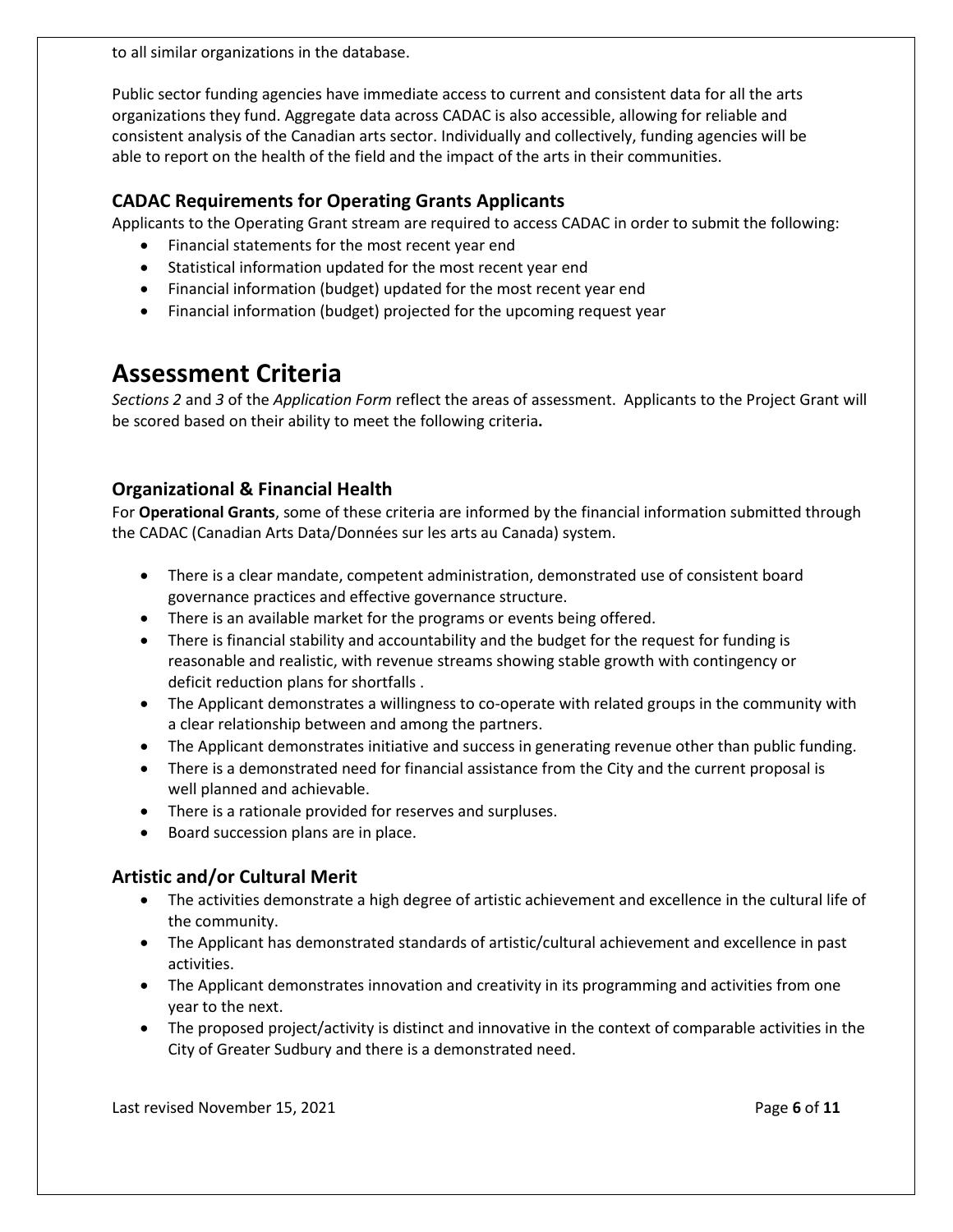to all similar organizations in the database.

Public sector funding agencies have immediate access to current and consistent data for all the arts organizations they fund. Aggregate data across CADAC is also accessible, allowing for reliable and consistent analysis of the Canadian arts sector. Individually and collectively, funding agencies will be able to report on the health of the field and the impact of the arts in their communities.

### CADAC Requirements for Operating Grants Applicants

Applicants to the Operating Grant stream are required to access CADAC in order to submit the following:

- Financial statements for the most recent year end
- Statistical information updated for the most recent year end
- Financial information (budget) updated for the most recent year end
- Financial information (budget) projected for the upcoming request year

# Assessment Criteria

*Sections 2* and *3* of the *Application Form* reflect the areas of assessment. Applicants to the Project Grant will be scored based on their ability to meet the following criteria**.**

### Organizational & Financial Health

For **Operational Grants**, some of these criteria are informed by the financial information submitted through the CADAC (Canadian Arts Data/Données sur les arts au Canada) system.

- There is a clear mandate, competent administration, demonstrated use of consistent board governance practices and effective governance structure.
- There is an available market for the programs or events being offered.
- There is financial stability and accountability and the budget for the request for funding is reasonable and realistic, with revenue streams showing stable growth with contingency or deficit reduction plans for shortfalls .
- The Applicant demonstrates a willingness to co-operate with related groups in the community with a clear relationship between and among the partners.
- The Applicant demonstrates initiative and success in generating revenue other than public funding.
- There is a demonstrated need for financial assistance from the City and the current proposal is well planned and achievable.
- There is a rationale provided for reserves and surpluses.
- Board succession plans are in place.

### Artistic and/or Cultural Merit

- The activities demonstrate a high degree of artistic achievement and excellence in the cultural life of the community.
- The Applicant has demonstrated standards of artistic/cultural achievement and excellence in past activities.
- The Applicant demonstrates innovation and creativity in its programming and activities from one year to the next.
- The proposed project/activity is distinct and innovative in the context of comparable activities in the City of Greater Sudbury and there is a demonstrated need.

Last revised November 15, 2021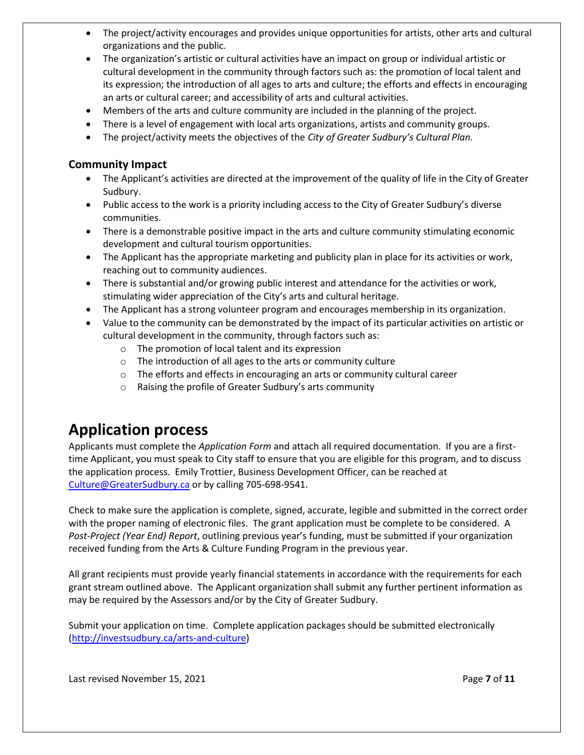- The project/activity encourages and provides unique opportunities for artists, other arts and cultural organizations and the public.
- The organization's artistic or cultural activities have an impact on group or individual artistic or cultural development in the community through factors such as: the promotion of local talent and its expression; the introduction of all ages to arts and culture; the efforts and effects in encouraging an arts or cultural career; and accessibility of arts and cultural activities.
- Members of the arts and culture community are included in the planning of the project.
- There is a level of engagement with local arts organizations, artists and community groups.
- The project/activity meets the objectives of the *City of Greater Sudbury's Cultural Plan.*

### Community Impact

- The Applicant's activities are directed at the improvement of the quality of life in the City of Greater Sudbury.
- Public access to the work is a priority including access to the City of Greater Sudbury's diverse communities.
- There is a demonstrable positive impact in the arts and culture community stimulating economic development and cultural tourism opportunities.
- The Applicant has the appropriate marketing and publicity plan in place for its activities or work, reaching out to community audiences.
- There is substantial and/or growing public interest and attendance for the activities or work, stimulating wider appreciation of the City's arts and cultural heritage.
- The Applicant has a strong volunteer program and encourages membership in its organization.
- Value to the community can be demonstrated by the impact of its particular activities on artistic or cultural development in the community, through factors such as:
  - The promotion of local talent and its expression
  - The introduction of all ages to the arts or community culture
  - The efforts and effects in encouraging an arts or community cultural career
  - Raising the profile of Greater Sudbury's arts community

## Application process

Applicants must complete the *Application Form* and attach all required documentation. If you are a first-time Applicant, you must speak to City staff to ensure that you are eligible for this program, and to discuss the application process. Emily Trottier, Business Development Officer, can be reached at Culture@GreaterSudbury.ca or by calling 705-698-9541.

Check to make sure the application is complete, signed, accurate, legible and submitted in the correct order with the proper naming of electronic files. The grant application must be complete to be considered. A *Post-Project (Year End) Report*, outlining previous year's funding, must be submitted if your organization received funding from the Arts & Culture Funding Program in the previous year.

All grant recipients must provide yearly financial statements in accordance with the requirements for each grant stream outlined above. The Applicant organization shall submit any further pertinent information as may be required by the Assessors and/or by the City of Greater Sudbury.

Submit your application on time. Complete application packages should be submitted electronically (http://investsudbury.ca/arts-and-culture)

Last revised November 15, 2021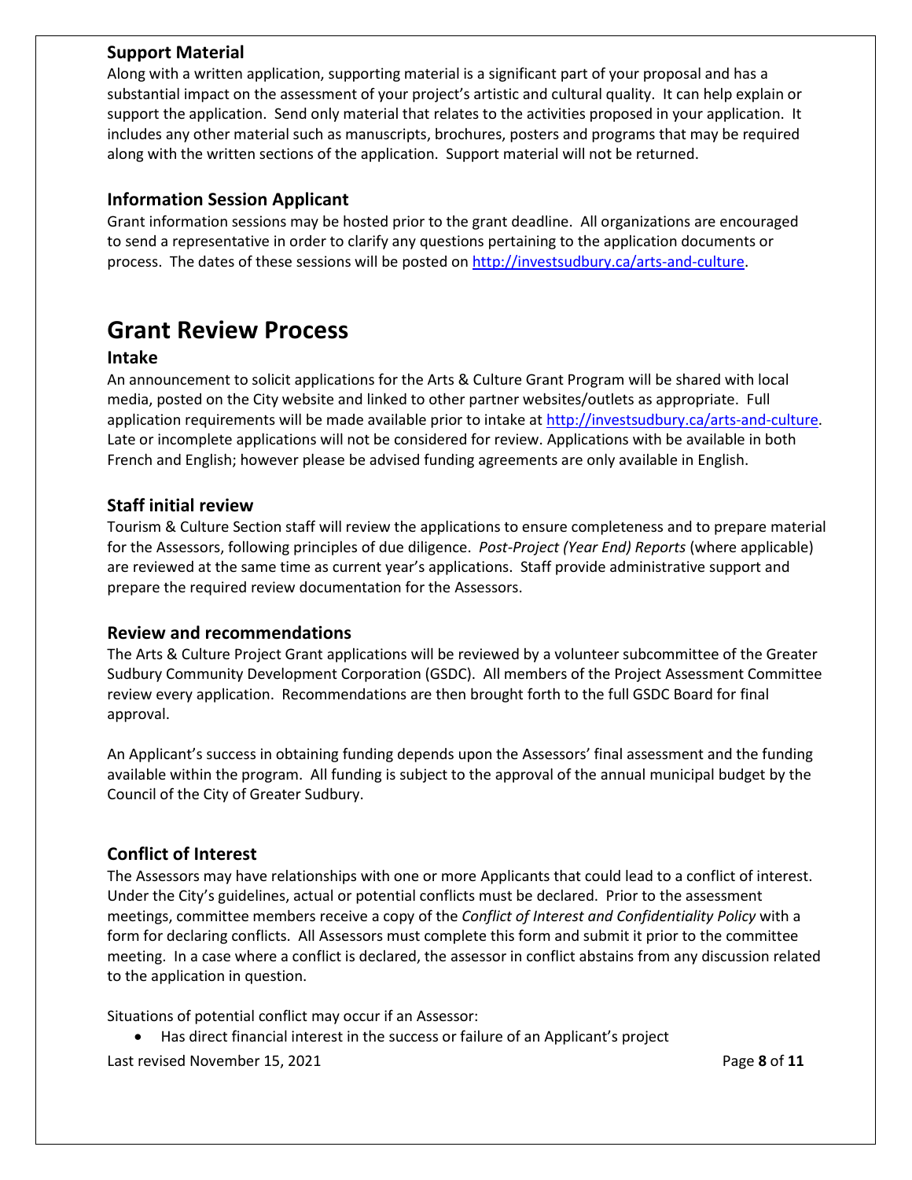### Support Material

Along with a written application, supporting material is a significant part of your proposal and has a substantial impact on the assessment of your project's artistic and cultural quality. It can help explain or support the application. Send only material that relates to the activities proposed in your application. It includes any other material such as manuscripts, brochures, posters and programs that may be required along with the written sections of the application. Support material will not be returned.

### Information Session Applicant

Grant information sessions may be hosted prior to the grant deadline. All organizations are encouraged to send a representative in order to clarify any questions pertaining to the application documents or process. The dates of these sessions will be posted on [http://investsudbury.ca/arts-and-culture](http://investsudbury.ca/arts-and-culture).

## Grant Review Process

### Intake

An announcement to solicit applications for the Arts & Culture Grant Program will be shared with local media, posted on the City website and linked to other partner websites/outlets as appropriate. Full application requirements will be made available prior to intake at [http://investsudbury.ca/arts-and-culture](http://investsudbury.ca/arts-and-culture). Late or incomplete applications will not be considered for review. Applications with be available in both French and English; however please be advised funding agreements are only available in English.

### Staff initial review

Tourism & Culture Section staff will review the applications to ensure completeness and to prepare material for the Assessors, following principles of due diligence. *Post-Project (Year End) Reports* (where applicable) are reviewed at the same time as current year's applications. Staff provide administrative support and prepare the required review documentation for the Assessors.

### Review and recommendations

The Arts & Culture Project Grant applications will be reviewed by a volunteer subcommittee of the Greater Sudbury Community Development Corporation (GSDC). All members of the Project Assessment Committee review every application. Recommendations are then brought forth to the full GSDC Board for final approval.

An Applicant's success in obtaining funding depends upon the Assessors' final assessment and the funding available within the program. All funding is subject to the approval of the annual municipal budget by the Council of the City of Greater Sudbury.

### Conflict of Interest

The Assessors may have relationships with one or more Applicants that could lead to a conflict of interest. Under the City's guidelines, actual or potential conflicts must be declared. Prior to the assessment meetings, committee members receive a copy of the *Conflict of Interest and Confidentiality Policy* with a form for declaring conflicts. All Assessors must complete this form and submit it prior to the committee meeting. In a case where a conflict is declared, the assessor in conflict abstains from any discussion related to the application in question.

Situations of potential conflict may occur if an Assessor:

- Has direct financial interest in the success or failure of an Applicant's project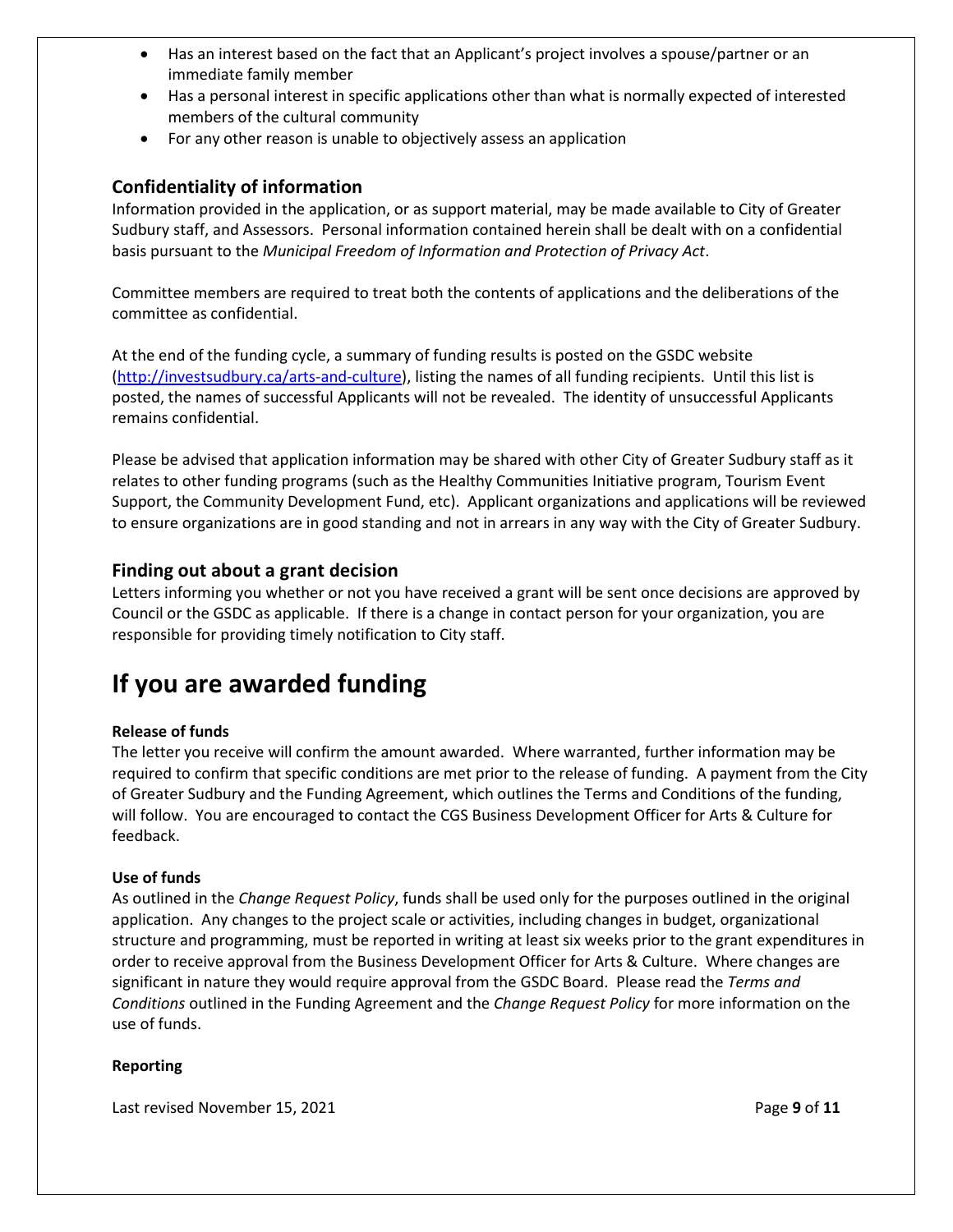- Has an interest based on the fact that an Applicant's project involves a spouse/partner or an immediate family member
- Has a personal interest in specific applications other than what is normally expected of interested members of the cultural community
- For any other reason is unable to objectively assess an application

## Confidentiality of information

Information provided in the application, or as support material, may be made available to City of Greater Sudbury staff, and Assessors. Personal information contained herein shall be dealt with on a confidential basis pursuant to the *Municipal Freedom of Information and Protection of Privacy Act*.

Committee members are required to treat both the contents of applications and the deliberations of the committee as confidential.

At the end of the funding cycle, a summary of funding results is posted on the GSDC website (http://investsudbury.ca/arts-and-culture), listing the names of all funding recipients. Until this list is posted, the names of successful Applicants will not be revealed. The identity of unsuccessful Applicants remains confidential.

Please be advised that application information may be shared with other City of Greater Sudbury staff as it relates to other funding programs (such as the Healthy Communities Initiative program, Tourism Event Support, the Community Development Fund, etc). Applicant organizations and applications will be reviewed to ensure organizations are in good standing and not in arrears in any way with the City of Greater Sudbury.

## Finding out about a grant decision

Letters informing you whether or not you have received a grant will be sent once decisions are approved by Council or the GSDC as applicable. If there is a change in contact person for your organization, you are responsible for providing timely notification to City staff.

# If you are awarded funding

**Release of funds**

The letter you receive will confirm the amount awarded. Where warranted, further information may be required to confirm that specific conditions are met prior to the release of funding. A payment from the City of Greater Sudbury and the Funding Agreement, which outlines the Terms and Conditions of the funding, will follow. You are encouraged to contact the CGS Business Development Officer for Arts & Culture for feedback.

**Use of funds**

As outlined in the *Change Request Policy*, funds shall be used only for the purposes outlined in the original application. Any changes to the project scale or activities, including changes in budget, organizational structure and programming, must be reported in writing at least six weeks prior to the grant expenditures in order to receive approval from the Business Development Officer for Arts & Culture. Where changes are significant in nature they would require approval from the GSDC Board. Please read the *Terms and Conditions* outlined in the Funding Agreement and the *Change Request Policy* for more information on the use of funds.

**Reporting**

Last revised November 15, 2021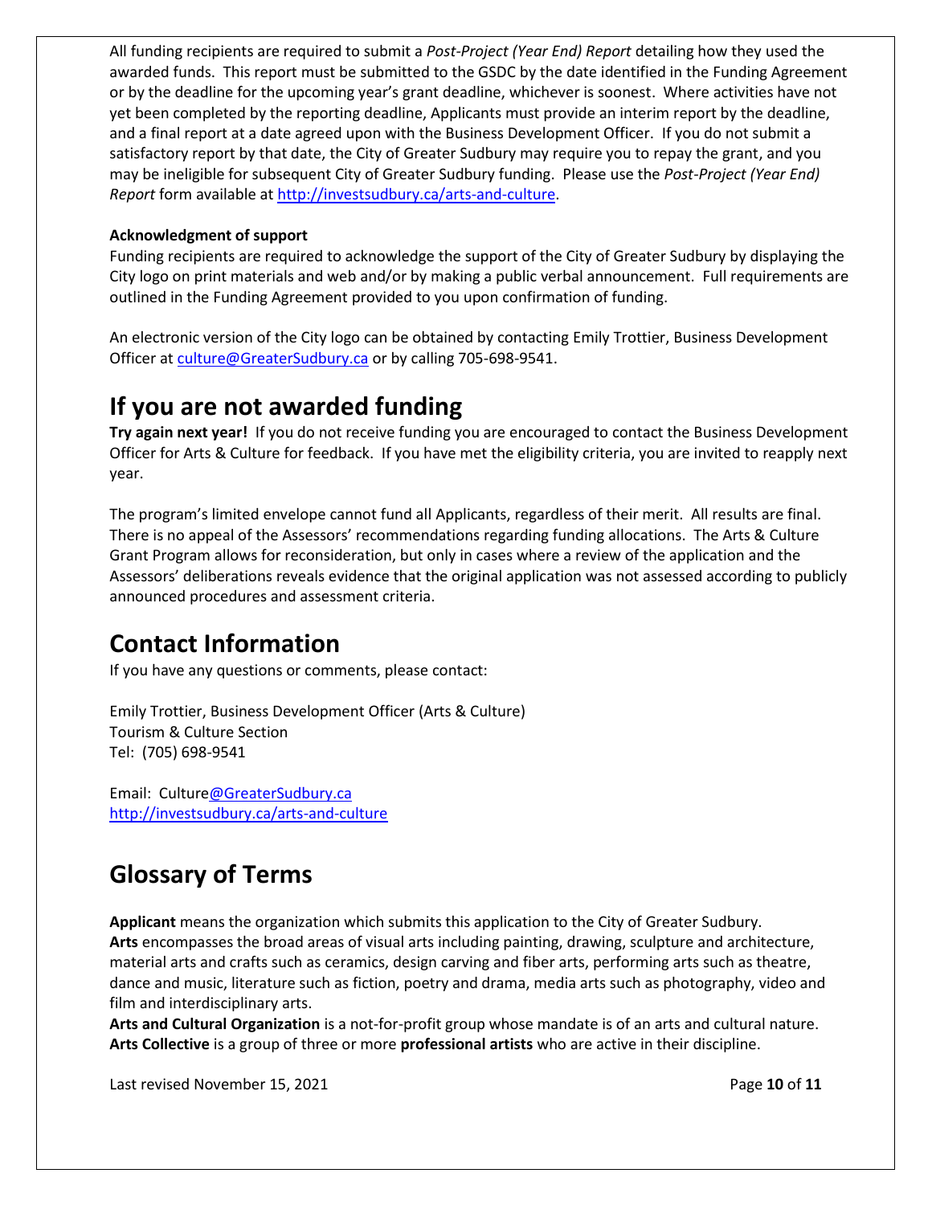All funding recipients are required to submit a *Post-Project (Year End) Report* detailing how they used the awarded funds. This report must be submitted to the GSDC by the date identified in the Funding Agreement or by the deadline for the upcoming year's grant deadline, whichever is soonest. Where activities have not yet been completed by the reporting deadline, Applicants must provide an interim report by the deadline, and a final report at a date agreed upon with the Business Development Officer. If you do not submit a satisfactory report by that date, the City of Greater Sudbury may require you to repay the grant, and you may be ineligible for subsequent City of Greater Sudbury funding. Please use the *Post-Project (Year End) Report* form available at http://investsudbury.ca/arts-and-culture.

**Acknowledgment of support**

Funding recipients are required to acknowledge the support of the City of Greater Sudbury by displaying the City logo on print materials and web and/or by making a public verbal announcement. Full requirements are outlined in the Funding Agreement provided to you upon confirmation of funding.

An electronic version of the City logo can be obtained by contacting Emily Trottier, Business Development Officer at culture@GreaterSudbury.ca or by calling 705-698-9541.

# If you are not awarded funding

**Try again next year!** If you do not receive funding you are encouraged to contact the Business Development Officer for Arts & Culture for feedback. If you have met the eligibility criteria, you are invited to reapply next year.

The program's limited envelope cannot fund all Applicants, regardless of their merit. All results are final. There is no appeal of the Assessors' recommendations regarding funding allocations. The Arts & Culture Grant Program allows for reconsideration, but only in cases where a review of the application and the Assessors' deliberations reveals evidence that the original application was not assessed according to publicly announced procedures and assessment criteria.

# Contact Information

If you have any questions or comments, please contact:

Emily Trottier, Business Development Officer (Arts & Culture)
Tourism & Culture Section
Tel: (705) 698-9541

Email: Culture@GreaterSudbury.ca
http://investsudbury.ca/arts-and-culture

# Glossary of Terms

**Applicant** means the organization which submits this application to the City of Greater Sudbury.
**Arts** encompasses the broad areas of visual arts including painting, drawing, sculpture and architecture, material arts and crafts such as ceramics, design carving and fiber arts, performing arts such as theatre, dance and music, literature such as fiction, poetry and drama, media arts such as photography, video and film and interdisciplinary arts.
**Arts and Cultural Organization** is a not-for-profit group whose mandate is of an arts and cultural nature.
**Arts Collective** is a group of three or more **professional artists** who are active in their discipline.

Last revised November 15, 2021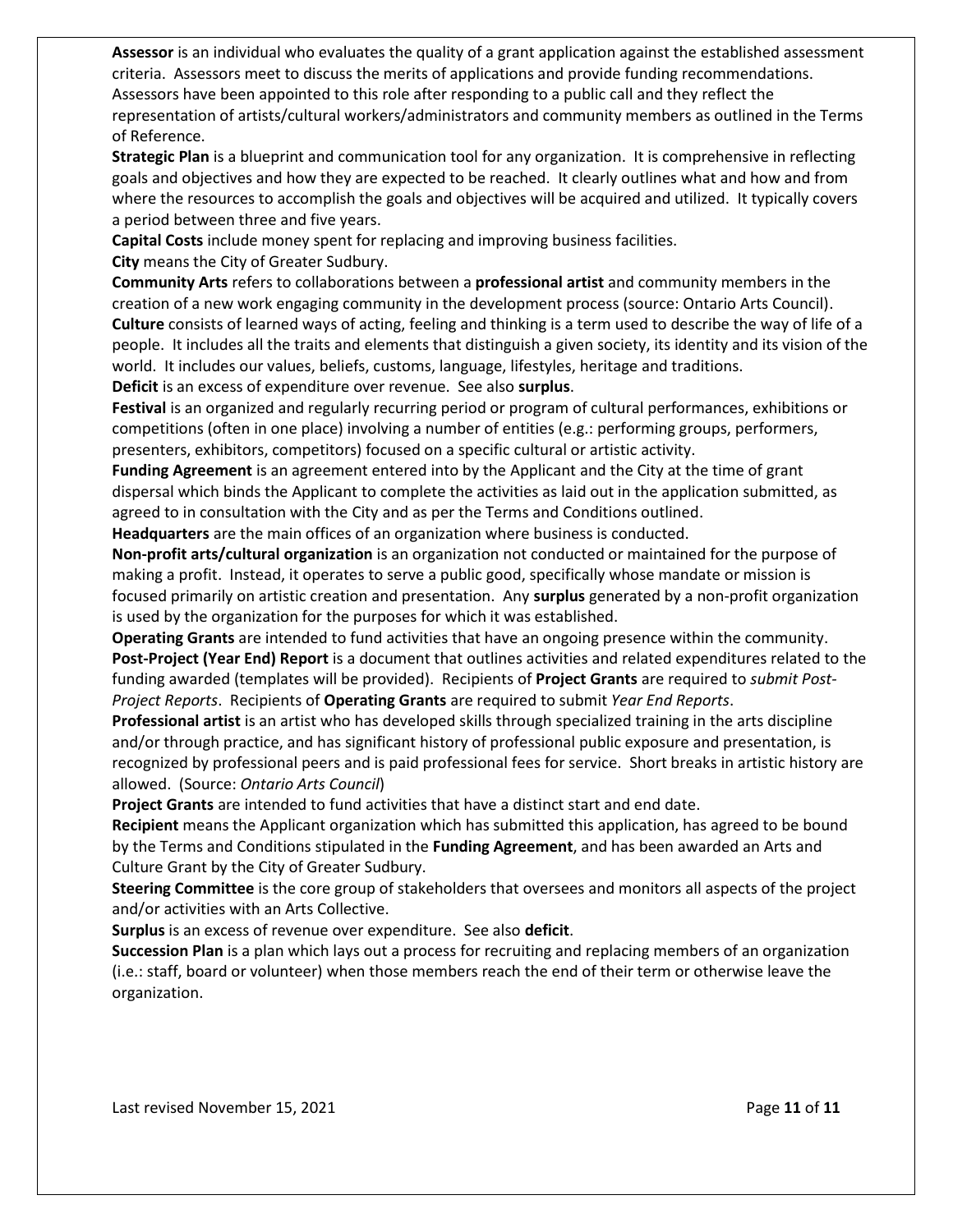**Assessor** is an individual who evaluates the quality of a grant application against the established assessment criteria. Assessors meet to discuss the merits of applications and provide funding recommendations. Assessors have been appointed to this role after responding to a public call and they reflect the representation of artists/cultural workers/administrators and community members as outlined in the Terms of Reference.

**Strategic Plan** is a blueprint and communication tool for any organization. It is comprehensive in reflecting goals and objectives and how they are expected to be reached. It clearly outlines what and how and from where the resources to accomplish the goals and objectives will be acquired and utilized. It typically covers a period between three and five years.

**Capital Costs** include money spent for replacing and improving business facilities.

**City** means the City of Greater Sudbury.

**Community Arts** refers to collaborations between a **professional artist** and community members in the creation of a new work engaging community in the development process (source: Ontario Arts Council).

**Culture** consists of learned ways of acting, feeling and thinking is a term used to describe the way of life of a people. It includes all the traits and elements that distinguish a given society, its identity and its vision of the world. It includes our values, beliefs, customs, language, lifestyles, heritage and traditions.

**Deficit** is an excess of expenditure over revenue. See also **surplus**.

**Festival** is an organized and regularly recurring period or program of cultural performances, exhibitions or competitions (often in one place) involving a number of entities (e.g.: performing groups, performers, presenters, exhibitors, competitors) focused on a specific cultural or artistic activity.

**Funding Agreement** is an agreement entered into by the Applicant and the City at the time of grant dispersal which binds the Applicant to complete the activities as laid out in the application submitted, as agreed to in consultation with the City and as per the Terms and Conditions outlined.

**Headquarters** are the main offices of an organization where business is conducted.

**Non-profit arts/cultural organization** is an organization not conducted or maintained for the purpose of making a profit. Instead, it operates to serve a public good, specifically whose mandate or mission is focused primarily on artistic creation and presentation. Any **surplus** generated by a non-profit organization is used by the organization for the purposes for which it was established.

**Operating Grants** are intended to fund activities that have an ongoing presence within the community.

**Post-Project (Year End) Report** is a document that outlines activities and related expenditures related to the funding awarded (templates will be provided). Recipients of **Project Grants** are required to *submit Post-Project Reports*. Recipients of **Operating Grants** are required to submit *Year End Reports*.

**Professional artist** is an artist who has developed skills through specialized training in the arts discipline and/or through practice, and has significant history of professional public exposure and presentation, is recognized by professional peers and is paid professional fees for service. Short breaks in artistic history are allowed. (Source: *Ontario Arts Council*)

**Project Grants** are intended to fund activities that have a distinct start and end date.

**Recipient** means the Applicant organization which has submitted this application, has agreed to be bound by the Terms and Conditions stipulated in the **Funding Agreement**, and has been awarded an Arts and Culture Grant by the City of Greater Sudbury.

**Steering Committee** is the core group of stakeholders that oversees and monitors all aspects of the project and/or activities with an Arts Collective.

**Surplus** is an excess of revenue over expenditure. See also **deficit**.

**Succession Plan** is a plan which lays out a process for recruiting and replacing members of an organization (i.e.: staff, board or volunteer) when those members reach the end of their term or otherwise leave the organization.

Last revised November 15, 2021